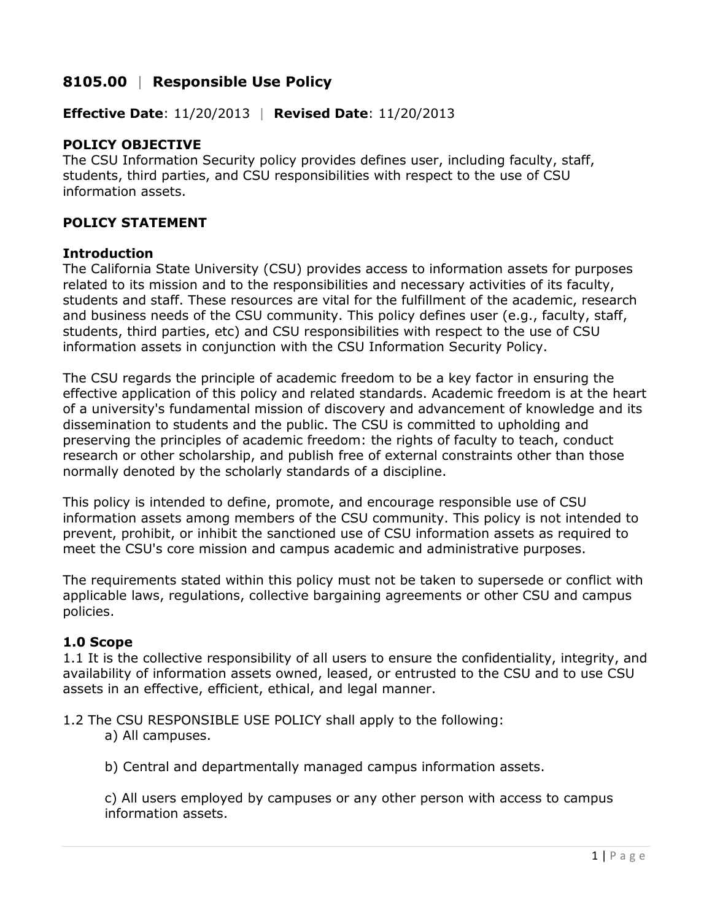# 8105.00 | Responsible Use Policy

**Effective Date**: 11/20/2013 | **Revised Date**: 11/20/2013

## POLICY OBJECTIVE

The CSU Information Security policy provides defines user, including faculty, staff, students, third parties, and CSU responsibilities with respect to the use of CSU information assets.

## POLICY STATEMENT

### Introduction

The California State University (CSU) provides access to information assets for purposes related to its mission and to the responsibilities and necessary activities of its faculty, students and staff. These resources are vital for the fulfillment of the academic, research and business needs of the CSU community. This policy defines user (e.g., faculty, staff, students, third parties, etc) and CSU responsibilities with respect to the use of CSU information assets in conjunction with the CSU Information Security Policy.

The CSU regards the principle of academic freedom to be a key factor in ensuring the effective application of this policy and related standards. Academic freedom is at the heart of a university's fundamental mission of discovery and advancement of knowledge and its dissemination to students and the public. The CSU is committed to upholding and preserving the principles of academic freedom: the rights of faculty to teach, conduct research or other scholarship, and publish free of external constraints other than those normally denoted by the scholarly standards of a discipline.

This policy is intended to define, promote, and encourage responsible use of CSU information assets among members of the CSU community. This policy is not intended to prevent, prohibit, or inhibit the sanctioned use of CSU information assets as required to meet the CSU's core mission and campus academic and administrative purposes.

The requirements stated within this policy must not be taken to supersede or conflict with applicable laws, regulations, collective bargaining agreements or other CSU and campus policies.

### 1.0 Scope

1.1 It is the collective responsibility of all users to ensure the confidentiality, integrity, and availability of information assets owned, leased, or entrusted to the CSU and to use CSU assets in an effective, efficient, ethical, and legal manner.

1.2 The CSU RESPONSIBLE USE POLICY shall apply to the following:

a) All campuses.

b) Central and departmentally managed campus information assets.

c) All users employed by campuses or any other person with access to campus information assets.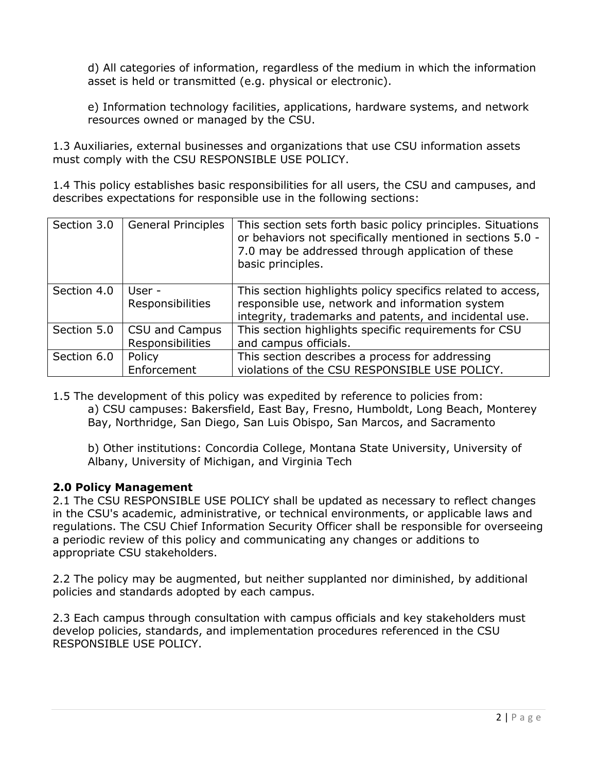d) All categories of information, regardless of the medium in which the information asset is held or transmitted (e.g. physical or electronic).

e) Information technology facilities, applications, hardware systems, and network resources owned or managed by the CSU.

1.3 Auxiliaries, external businesses and organizations that use CSU information assets must comply with the CSU RESPONSIBLE USE POLICY.

1.4 This policy establishes basic responsibilities for all users, the CSU and campuses, and describes expectations for responsible use in the following sections:

| Section | Title | Description |
|---|---|---|
| Section 3.0 | General Principles | This section sets forth basic policy principles. Situations or behaviors not specifically mentioned in sections 5.0 - 7.0 may be addressed through application of these basic principles. |
| Section 4.0 | User - Responsibilities | This section highlights policy specifics related to access, responsible use, network and information system integrity, trademarks and patents, and incidental use. |
| Section 5.0 | CSU and Campus Responsibilities | This section highlights specific requirements for CSU and campus officials. |
| Section 6.0 | Policy Enforcement | This section describes a process for addressing violations of the CSU RESPONSIBLE USE POLICY. |

1.5 The development of this policy was expedited by reference to policies from:

a) CSU campuses: Bakersfield, East Bay, Fresno, Humboldt, Long Beach, Monterey Bay, Northridge, San Diego, San Luis Obispo, San Marcos, and Sacramento

b) Other institutions: Concordia College, Montana State University, University of Albany, University of Michigan, and Virginia Tech

**2.0 Policy Management**

2.1 The CSU RESPONSIBLE USE POLICY shall be updated as necessary to reflect changes in the CSU's academic, administrative, or technical environments, or applicable laws and regulations. The CSU Chief Information Security Officer shall be responsible for overseeing a periodic review of this policy and communicating any changes or additions to appropriate CSU stakeholders.

2.2 The policy may be augmented, but neither supplanted nor diminished, by additional policies and standards adopted by each campus.

2.3 Each campus through consultation with campus officials and key stakeholders must develop policies, standards, and implementation procedures referenced in the CSU RESPONSIBLE USE POLICY.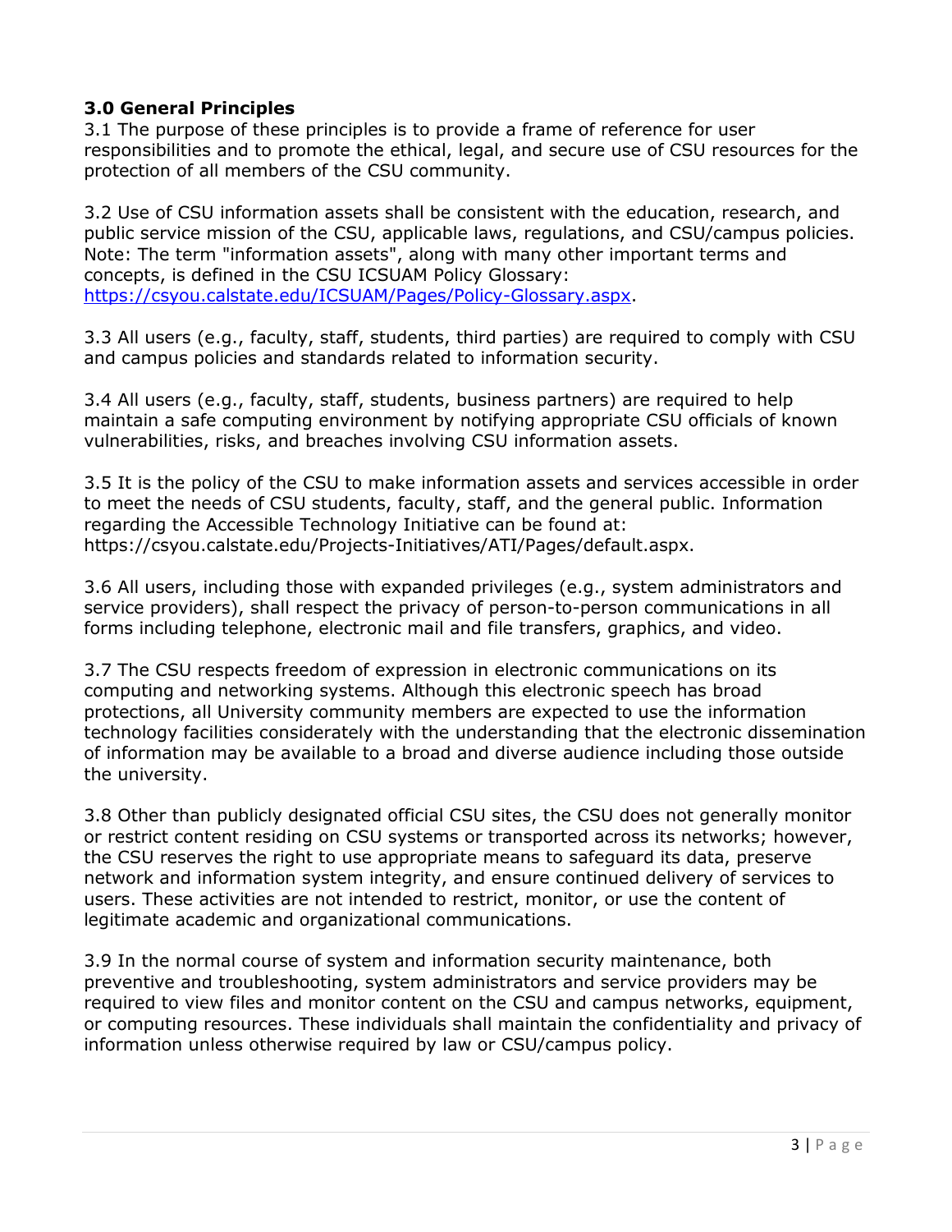### 3.0 General Principles

3.1 The purpose of these principles is to provide a frame of reference for user responsibilities and to promote the ethical, legal, and secure use of CSU resources for the protection of all members of the CSU community.

3.2 Use of CSU information assets shall be consistent with the education, research, and public service mission of the CSU, applicable laws, regulations, and CSU/campus policies. Note: The term "information assets", along with many other important terms and concepts, is defined in the CSU ICSUAM Policy Glossary: [https://csyou.calstate.edu/ICSUAM/Pages/Policy-Glossary.aspx](https://csyou.calstate.edu/ICSUAM/Pages/Policy-Glossary.aspx).

3.3 All users (e.g., faculty, staff, students, third parties) are required to comply with CSU and campus policies and standards related to information security.

3.4 All users (e.g., faculty, staff, students, business partners) are required to help maintain a safe computing environment by notifying appropriate CSU officials of known vulnerabilities, risks, and breaches involving CSU information assets.

3.5 It is the policy of the CSU to make information assets and services accessible in order to meet the needs of CSU students, faculty, staff, and the general public. Information regarding the Accessible Technology Initiative can be found at: https://csyou.calstate.edu/Projects-Initiatives/ATI/Pages/default.aspx.

3.6 All users, including those with expanded privileges (e.g., system administrators and service providers), shall respect the privacy of person-to-person communications in all forms including telephone, electronic mail and file transfers, graphics, and video.

3.7 The CSU respects freedom of expression in electronic communications on its computing and networking systems. Although this electronic speech has broad protections, all University community members are expected to use the information technology facilities considerately with the understanding that the electronic dissemination of information may be available to a broad and diverse audience including those outside the university.

3.8 Other than publicly designated official CSU sites, the CSU does not generally monitor or restrict content residing on CSU systems or transported across its networks; however, the CSU reserves the right to use appropriate means to safeguard its data, preserve network and information system integrity, and ensure continued delivery of services to users. These activities are not intended to restrict, monitor, or use the content of legitimate academic and organizational communications.

3.9 In the normal course of system and information security maintenance, both preventive and troubleshooting, system administrators and service providers may be required to view files and monitor content on the CSU and campus networks, equipment, or computing resources. These individuals shall maintain the confidentiality and privacy of information unless otherwise required by law or CSU/campus policy.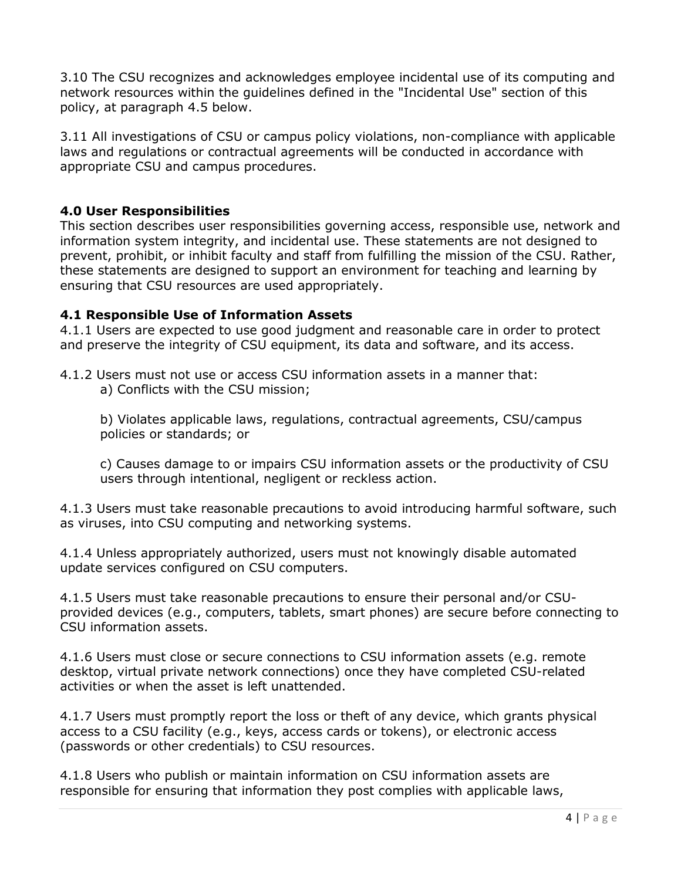3.10 The CSU recognizes and acknowledges employee incidental use of its computing and network resources within the guidelines defined in the "Incidental Use" section of this policy, at paragraph 4.5 below.

3.11 All investigations of CSU or campus policy violations, non-compliance with applicable laws and regulations or contractual agreements will be conducted in accordance with appropriate CSU and campus procedures.

## 4.0 User Responsibilities

This section describes user responsibilities governing access, responsible use, network and information system integrity, and incidental use. These statements are not designed to prevent, prohibit, or inhibit faculty and staff from fulfilling the mission of the CSU. Rather, these statements are designed to support an environment for teaching and learning by ensuring that CSU resources are used appropriately.

### 4.1 Responsible Use of Information Assets

4.1.1 Users are expected to use good judgment and reasonable care in order to protect and preserve the integrity of CSU equipment, its data and software, and its access.

4.1.2 Users must not use or access CSU information assets in a manner that:

a) Conflicts with the CSU mission;

b) Violates applicable laws, regulations, contractual agreements, CSU/campus policies or standards; or

c) Causes damage to or impairs CSU information assets or the productivity of CSU users through intentional, negligent or reckless action.

4.1.3 Users must take reasonable precautions to avoid introducing harmful software, such as viruses, into CSU computing and networking systems.

4.1.4 Unless appropriately authorized, users must not knowingly disable automated update services configured on CSU computers.

4.1.5 Users must take reasonable precautions to ensure their personal and/or CSU-provided devices (e.g., computers, tablets, smart phones) are secure before connecting to CSU information assets.

4.1.6 Users must close or secure connections to CSU information assets (e.g. remote desktop, virtual private network connections) once they have completed CSU-related activities or when the asset is left unattended.

4.1.7 Users must promptly report the loss or theft of any device, which grants physical access to a CSU facility (e.g., keys, access cards or tokens), or electronic access (passwords or other credentials) to CSU resources.

4.1.8 Users who publish or maintain information on CSU information assets are responsible for ensuring that information they post complies with applicable laws,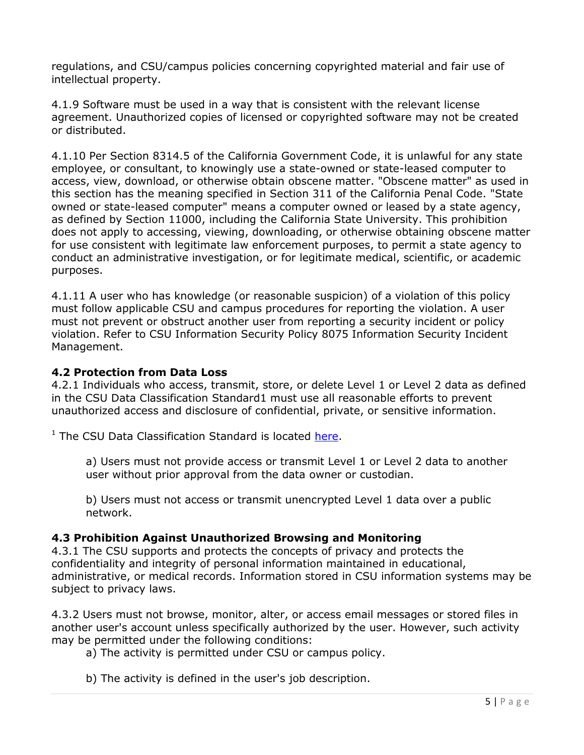regulations, and CSU/campus policies concerning copyrighted material and fair use of intellectual property.

4.1.9 Software must be used in a way that is consistent with the relevant license agreement. Unauthorized copies of licensed or copyrighted software may not be created or distributed.

4.1.10 Per Section 8314.5 of the California Government Code, it is unlawful for any state employee, or consultant, to knowingly use a state-owned or state-leased computer to access, view, download, or otherwise obtain obscene matter. "Obscene matter" as used in this section has the meaning specified in Section 311 of the California Penal Code. "State owned or state-leased computer" means a computer owned or leased by a state agency, as defined by Section 11000, including the California State University. This prohibition does not apply to accessing, viewing, downloading, or otherwise obtaining obscene matter for use consistent with legitimate law enforcement purposes, to permit a state agency to conduct an administrative investigation, or for legitimate medical, scientific, or academic purposes.

4.1.11 A user who has knowledge (or reasonable suspicion) of a violation of this policy must follow applicable CSU and campus procedures for reporting the violation. A user must not prevent or obstruct another user from reporting a security incident or policy violation. Refer to CSU Information Security Policy 8075 Information Security Incident Management.

### 4.2 Protection from Data Loss

4.2.1 Individuals who access, transmit, store, or delete Level 1 or Level 2 data as defined in the CSU Data Classification Standard1 must use all reasonable efforts to prevent unauthorized access and disclosure of confidential, private, or sensitive information.

[1] The CSU Data Classification Standard is located here.

> a) Users must not provide access or transmit Level 1 or Level 2 data to another user without prior approval from the data owner or custodian.
>
> b) Users must not access or transmit unencrypted Level 1 data over a public network.

### 4.3 Prohibition Against Unauthorized Browsing and Monitoring

4.3.1 The CSU supports and protects the concepts of privacy and protects the confidentiality and integrity of personal information maintained in educational, administrative, or medical records. Information stored in CSU information systems may be subject to privacy laws.

4.3.2 Users must not browse, monitor, alter, or access email messages or stored files in another user's account unless specifically authorized by the user. However, such activity may be permitted under the following conditions:

> a) The activity is permitted under CSU or campus policy.
>
> b) The activity is defined in the user's job description.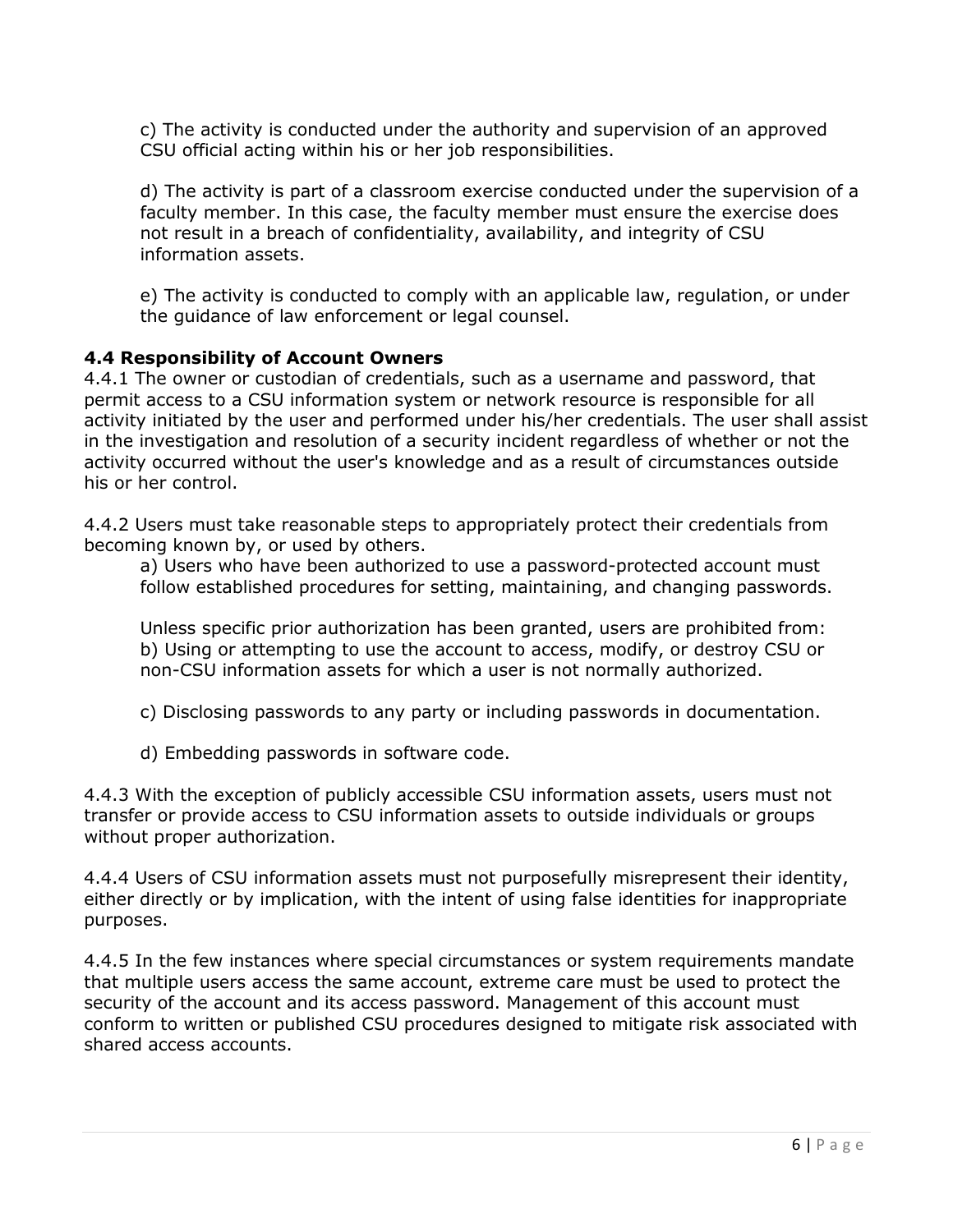c) The activity is conducted under the authority and supervision of an approved CSU official acting within his or her job responsibilities.

d) The activity is part of a classroom exercise conducted under the supervision of a faculty member. In this case, the faculty member must ensure the exercise does not result in a breach of confidentiality, availability, and integrity of CSU information assets.

e) The activity is conducted to comply with an applicable law, regulation, or under the guidance of law enforcement or legal counsel.

### 4.4 Responsibility of Account Owners

4.4.1 The owner or custodian of credentials, such as a username and password, that permit access to a CSU information system or network resource is responsible for all activity initiated by the user and performed under his/her credentials. The user shall assist in the investigation and resolution of a security incident regardless of whether or not the activity occurred without the user's knowledge and as a result of circumstances outside his or her control.

4.4.2 Users must take reasonable steps to appropriately protect their credentials from becoming known by, or used by others.

a) Users who have been authorized to use a password-protected account must follow established procedures for setting, maintaining, and changing passwords.

Unless specific prior authorization has been granted, users are prohibited from:

b) Using or attempting to use the account to access, modify, or destroy CSU or non-CSU information assets for which a user is not normally authorized.

c) Disclosing passwords to any party or including passwords in documentation.

d) Embedding passwords in software code.

4.4.3 With the exception of publicly accessible CSU information assets, users must not transfer or provide access to CSU information assets to outside individuals or groups without proper authorization.

4.4.4 Users of CSU information assets must not purposefully misrepresent their identity, either directly or by implication, with the intent of using false identities for inappropriate purposes.

4.4.5 In the few instances where special circumstances or system requirements mandate that multiple users access the same account, extreme care must be used to protect the security of the account and its access password. Management of this account must conform to written or published CSU procedures designed to mitigate risk associated with shared access accounts.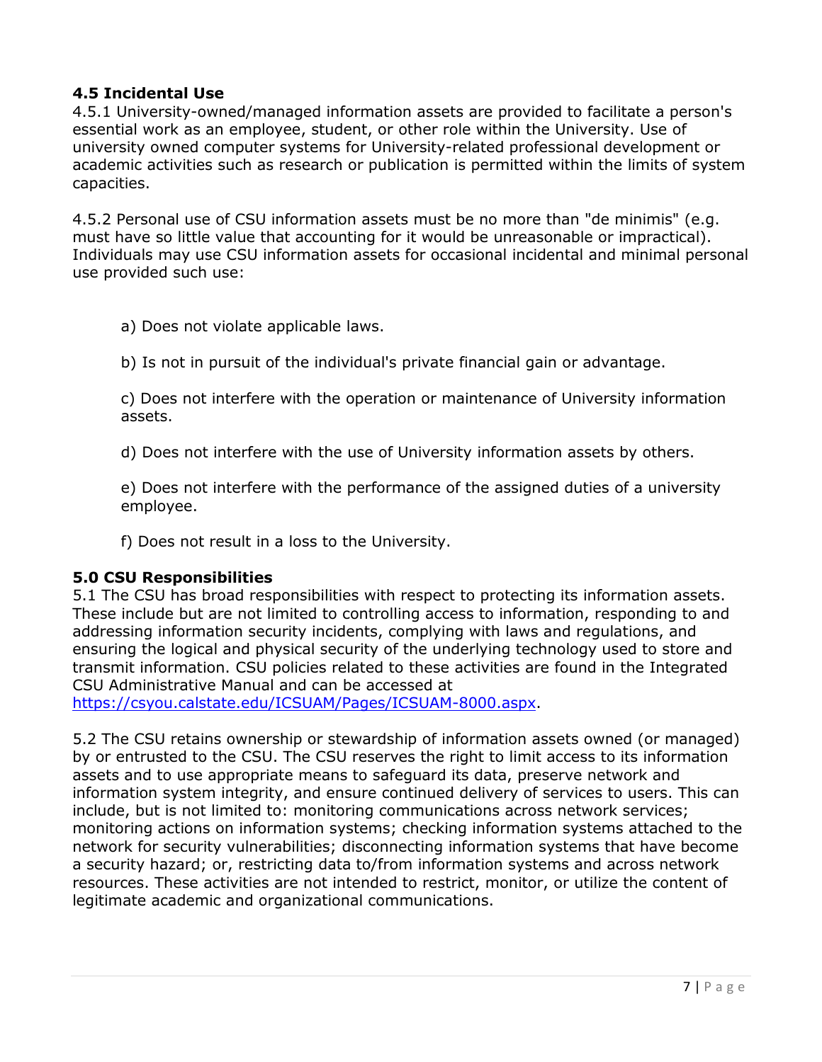### 4.5 Incidental Use

4.5.1 University-owned/managed information assets are provided to facilitate a person's essential work as an employee, student, or other role within the University. Use of university owned computer systems for University-related professional development or academic activities such as research or publication is permitted within the limits of system capacities.

4.5.2 Personal use of CSU information assets must be no more than "de minimis" (e.g. must have so little value that accounting for it would be unreasonable or impractical). Individuals may use CSU information assets for occasional incidental and minimal personal use provided such use:

a) Does not violate applicable laws.

b) Is not in pursuit of the individual's private financial gain or advantage.

c) Does not interfere with the operation or maintenance of University information assets.

d) Does not interfere with the use of University information assets by others.

e) Does not interfere with the performance of the assigned duties of a university employee.

f) Does not result in a loss to the University.

## 5.0 CSU Responsibilities

5.1 The CSU has broad responsibilities with respect to protecting its information assets. These include but are not limited to controlling access to information, responding to and addressing information security incidents, complying with laws and regulations, and ensuring the logical and physical security of the underlying technology used to store and transmit information. CSU policies related to these activities are found in the Integrated CSU Administrative Manual and can be accessed at [https://csyou.calstate.edu/ICSUAM/Pages/ICSUAM-8000.aspx](https://csyou.calstate.edu/ICSUAM/Pages/ICSUAM-8000.aspx).

5.2 The CSU retains ownership or stewardship of information assets owned (or managed) by or entrusted to the CSU. The CSU reserves the right to limit access to its information assets and to use appropriate means to safeguard its data, preserve network and information system integrity, and ensure continued delivery of services to users. This can include, but is not limited to: monitoring communications across network services; monitoring actions on information systems; checking information systems attached to the network for security vulnerabilities; disconnecting information systems that have become a security hazard; or, restricting data to/from information systems and across network resources. These activities are not intended to restrict, monitor, or utilize the content of legitimate academic and organizational communications.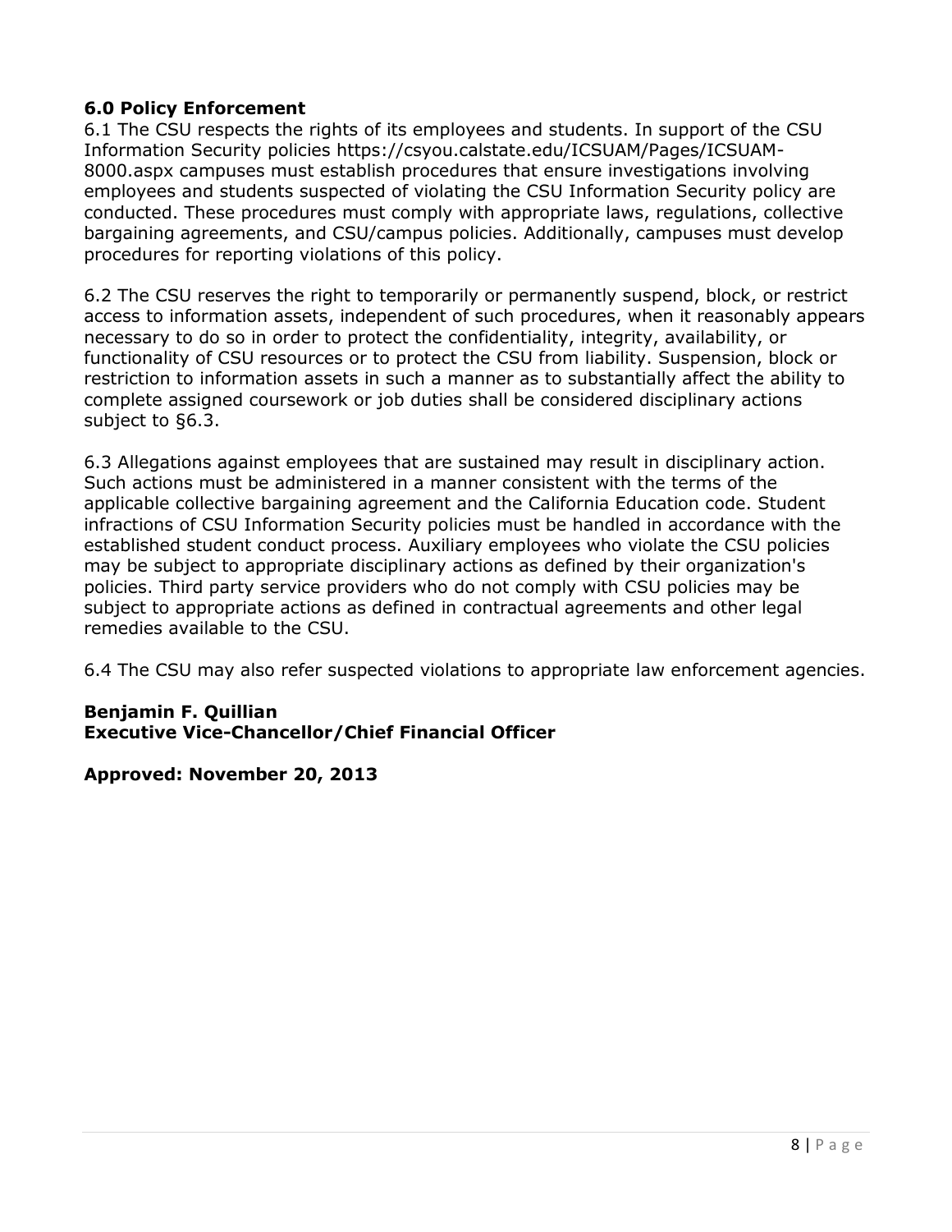### 6.0 Policy Enforcement

6.1 The CSU respects the rights of its employees and students. In support of the CSU Information Security policies https://csyou.calstate.edu/ICSUAM/Pages/ICSUAM-8000.aspx campuses must establish procedures that ensure investigations involving employees and students suspected of violating the CSU Information Security policy are conducted. These procedures must comply with appropriate laws, regulations, collective bargaining agreements, and CSU/campus policies. Additionally, campuses must develop procedures for reporting violations of this policy.

6.2 The CSU reserves the right to temporarily or permanently suspend, block, or restrict access to information assets, independent of such procedures, when it reasonably appears necessary to do so in order to protect the confidentiality, integrity, availability, or functionality of CSU resources or to protect the CSU from liability. Suspension, block or restriction to information assets in such a manner as to substantially affect the ability to complete assigned coursework or job duties shall be considered disciplinary actions subject to §6.3.

6.3 Allegations against employees that are sustained may result in disciplinary action. Such actions must be administered in a manner consistent with the terms of the applicable collective bargaining agreement and the California Education code. Student infractions of CSU Information Security policies must be handled in accordance with the established student conduct process. Auxiliary employees who violate the CSU policies may be subject to appropriate disciplinary actions as defined by their organization's policies. Third party service providers who do not comply with CSU policies may be subject to appropriate actions as defined in contractual agreements and other legal remedies available to the CSU.

6.4 The CSU may also refer suspected violations to appropriate law enforcement agencies.

**Benjamin F. Quillian**
**Executive Vice-Chancellor/Chief Financial Officer**

**Approved: November 20, 2013**